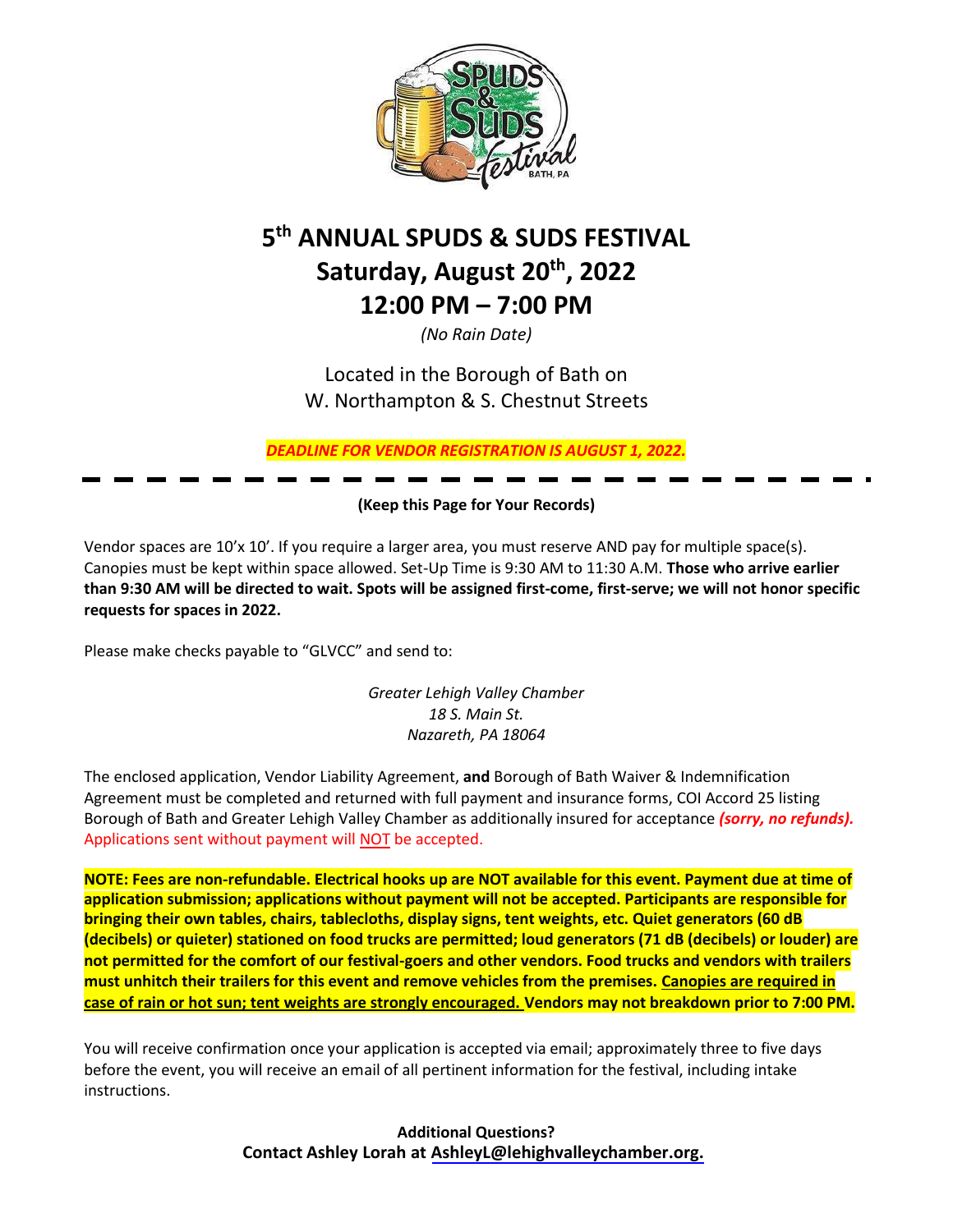# 5th ANNUAL SPUDS & SUDS FESTIVAL

## Saturday, August 20th, 2022

## 12:00 PM – 7:00 PM

*(No Rain Date)*

Located in the Borough of Bath on
W. Northampton & S. Chestnut Streets

***DEADLINE FOR VENDOR REGISTRATION IS AUGUST 1, 2022.***

---

**(Keep this Page for Your Records)**

Vendor spaces are 10'x 10'. If you require a larger area, you must reserve AND pay for multiple space(s). Canopies must be kept within space allowed. Set-Up Time is 9:30 AM to 11:30 A.M. **Those who arrive earlier than 9:30 AM will be directed to wait. Spots will be assigned first-come, first-serve; we will not honor specific requests for spaces in 2022.**

Please make checks payable to "GLVCC" and send to:

*Greater Lehigh Valley Chamber*
*18 S. Main St.*
*Nazareth, PA 18064*

The enclosed application, Vendor Liability Agreement, **and** Borough of Bath Waiver & Indemnification Agreement must be completed and returned with full payment and insurance forms, COI Accord 25 listing Borough of Bath and Greater Lehigh Valley Chamber as additionally insured for acceptance ***(sorry, no refunds).*** Applications sent without payment will NOT be accepted.

**NOTE: Fees are non-refundable. Electrical hooks up are NOT available for this event. Payment due at time of application submission; applications without payment will not be accepted. Participants are responsible for bringing their own tables, chairs, tablecloths, display signs, tent weights, etc. Quiet generators (60 dB (decibels) or quieter) stationed on food trucks are permitted; loud generators (71 dB (decibels) or louder) are not permitted for the comfort of our festival-goers and other vendors. Food trucks and vendors with trailers must unhitch their trailers for this event and remove vehicles from the premises. Canopies are required in case of rain or hot sun; tent weights are strongly encouraged. Vendors may not breakdown prior to 7:00 PM.**

You will receive confirmation once your application is accepted via email; approximately three to five days before the event, you will receive an email of all pertinent information for the festival, including intake instructions.

**Additional Questions?**
**Contact Ashley Lorah at AshleyL@lehighvalleychamber.org.**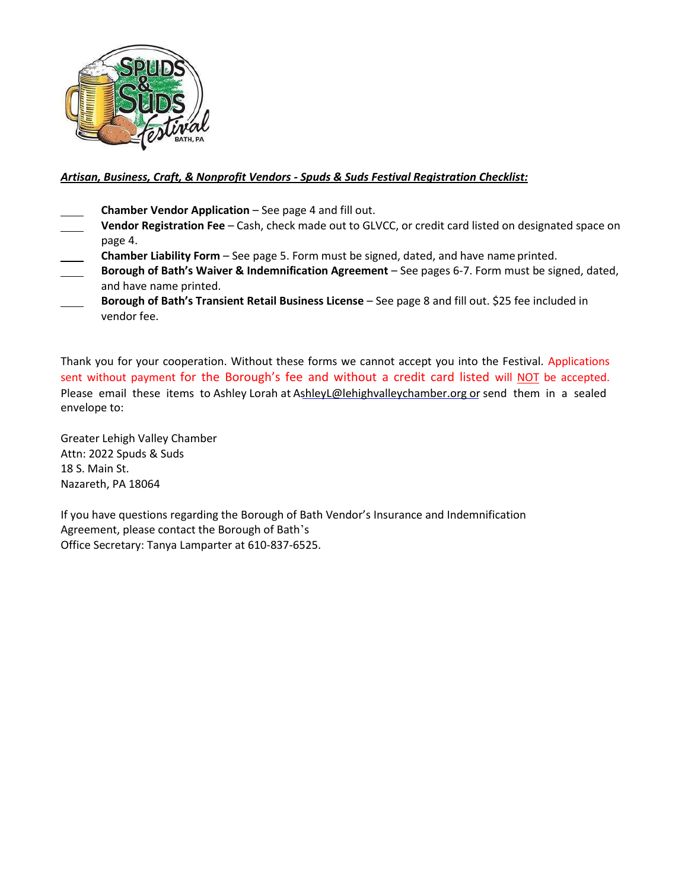***Artisan, Business, Craft, & Nonprofit Vendors - Spuds & Suds Festival Registration Checklist:***

- ____ **Chamber Vendor Application** – See page 4 and fill out.
- ____ **Vendor Registration Fee** – Cash, check made out to GLVCC, or credit card listed on designated space on page 4.
- ____ **Chamber Liability Form** – See page 5. Form must be signed, dated, and have name printed.
- ____ **Borough of Bath's Waiver & Indemnification Agreement** – See pages 6-7. Form must be signed, dated, and have name printed.
- ____ **Borough of Bath's Transient Retail Business License** – See page 8 and fill out. $25 fee included in vendor fee.

Thank you for your cooperation. Without these forms we cannot accept you into the Festival. Applications sent without payment for the Borough's fee and without a credit card listed will NOT be accepted. Please email these items to Ashley Lorah at AshleyL@lehighvalleychamber.org or send them in a sealed envelope to:

Greater Lehigh Valley Chamber
Attn: 2022 Spuds & Suds
18 S. Main St.
Nazareth, PA 18064

If you have questions regarding the Borough of Bath Vendor's Insurance and Indemnification Agreement, please contact the Borough of Bath's
Office Secretary: Tanya Lamparter at 610-837-6525.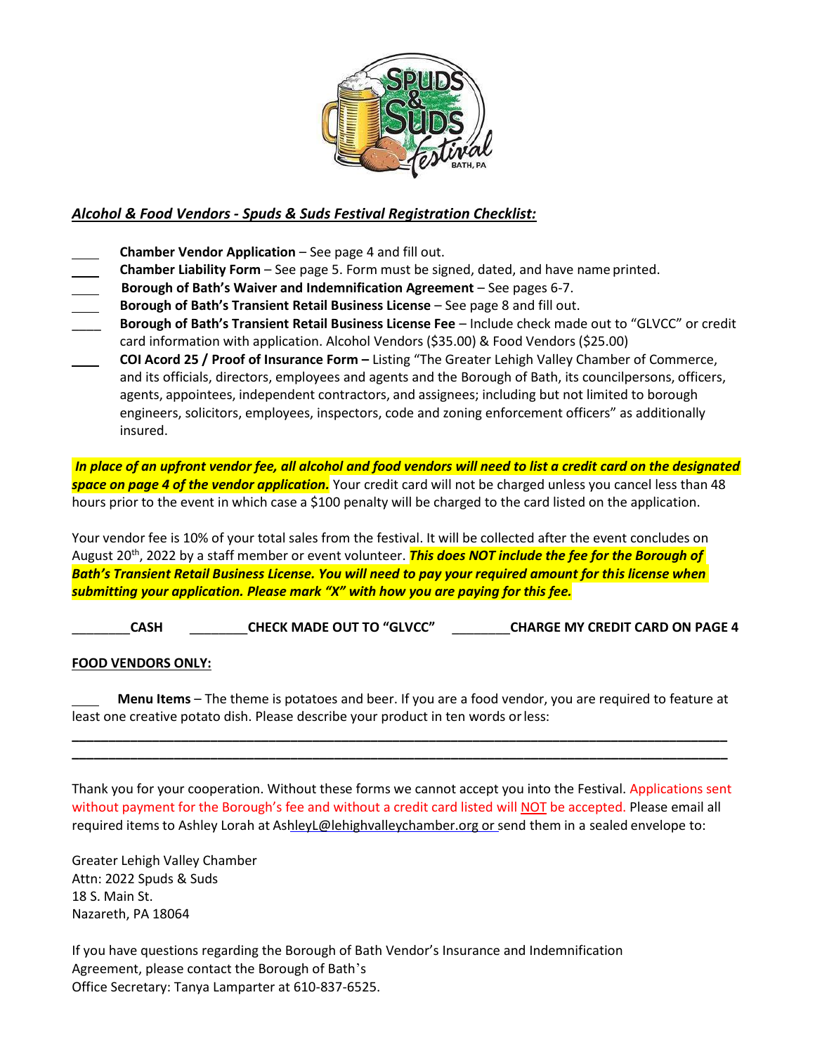***Alcohol & Food Vendors - Spuds & Suds Festival Registration Checklist:***

- ____ **Chamber Vendor Application** – See page 4 and fill out.
- ____ **Chamber Liability Form** – See page 5. Form must be signed, dated, and have name printed.
- ____ **Borough of Bath's Waiver and Indemnification Agreement** – See pages 6-7.
- ____ **Borough of Bath's Transient Retail Business License** – See page 8 and fill out.
- ____ **Borough of Bath's Transient Retail Business License Fee** – Include check made out to "GLVCC" or credit card information with application. Alcohol Vendors ($35.00) & Food Vendors ($25.00)
- ____ **COI Acord 25 / Proof of Insurance Form –** Listing "The Greater Lehigh Valley Chamber of Commerce, and its officials, directors, employees and agents and the Borough of Bath, its councilpersons, officers, agents, appointees, independent contractors, and assignees; including but not limited to borough engineers, solicitors, employees, inspectors, code and zoning enforcement officers" as additionally insured.

***In place of an upfront vendor fee, all alcohol and food vendors will need to list a credit card on the designated space on page 4 of the vendor application.*** Your credit card will not be charged unless you cancel less than 48 hours prior to the event in which case a $100 penalty will be charged to the card listed on the application.

Your vendor fee is 10% of your total sales from the festival. It will be collected after the event concludes on August 20th, 2022 by a staff member or event volunteer. ***This does NOT include the fee for the Borough of Bath's Transient Retail Business License. You will need to pay your required amount for this license when submitting your application. Please mark "X" with how you are paying for this fee.***

________**CASH** ________**CHECK MADE OUT TO "GLVCC"** ________**CHARGE MY CREDIT CARD ON PAGE 4**

**FOOD VENDORS ONLY:**

____ **Menu Items** – The theme is potatoes and beer. If you are a food vendor, you are required to feature at least one creative potato dish. Please describe your product in ten words or less:

______________________________________________________________________________

______________________________________________________________________________

Thank you for your cooperation. Without these forms we cannot accept you into the Festival. Applications sent without payment for the Borough's fee and without a credit card listed will NOT be accepted. Please email all required items to Ashley Lorah at AshleyL@lehighvalleychamber.org or send them in a sealed envelope to:

Greater Lehigh Valley Chamber
Attn: 2022 Spuds & Suds
18 S. Main St.
Nazareth, PA 18064

If you have questions regarding the Borough of Bath Vendor's Insurance and Indemnification Agreement, please contact the Borough of Bath's
Office Secretary: Tanya Lamparter at 610-837-6525.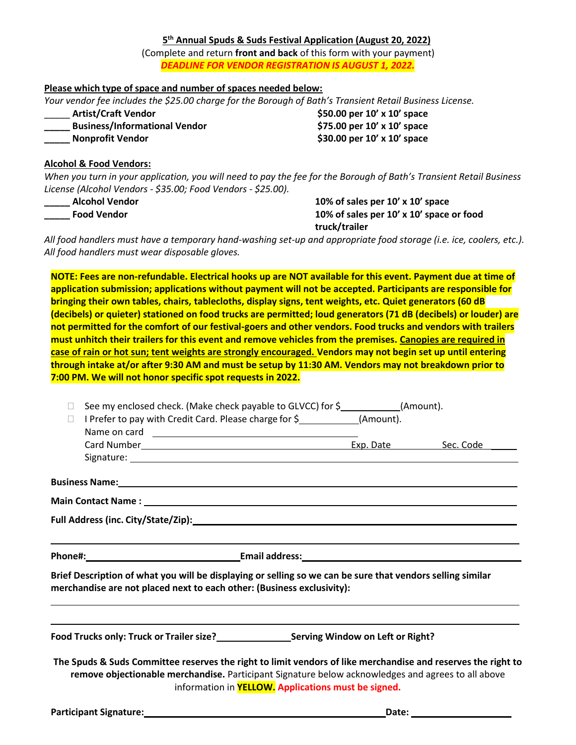**5th Annual Spuds & Suds Festival Application (August 20, 2022)**

(Complete and return **front and back** of this form with your payment)

***DEADLINE FOR VENDOR REGISTRATION IS AUGUST 1, 2022.***

**Please which type of space and number of spaces needed below:**

*Your vendor fee includes the $25.00 charge for the Borough of Bath's Transient Retail Business License.*

| | |
|---|---|
| _____ **Artist/Craft Vendor** | **$50.00 per 10' x 10' space** |
| _____ **Business/Informational Vendor** | **$75.00 per 10' x 10' space** |
| _____ **Nonprofit Vendor** | **$30.00 per 10' x 10' space** |

**Alcohol & Food Vendors:**

*When you turn in your application, you will need to pay the fee for the Borough of Bath's Transient Retail Business License (Alcohol Vendors - $35.00; Food Vendors - $25.00).*

| | |
|---|---|
| _____ **Alcohol Vendor** | **10% of sales per 10' x 10' space** |
| _____ **Food Vendor** | **10% of sales per 10' x 10' space or food truck/trailer** |

*All food handlers must have a temporary hand-washing set-up and appropriate food storage (i.e. ice, coolers, etc.). All food handlers must wear disposable gloves.*

**NOTE: Fees are non-refundable. Electrical hooks up are NOT available for this event. Payment due at time of application submission; applications without payment will not be accepted. Participants are responsible for bringing their own tables, chairs, tablecloths, display signs, tent weights, etc. Quiet generators (60 dB (decibels) or quieter) stationed on food trucks are permitted; loud generators (71 dB (decibels) or louder) are not permitted for the comfort of our festival-goers and other vendors. Food trucks and vendors with trailers must unhitch their trailers for this event and remove vehicles from the premises. Canopies are required in case of rain or hot sun; tent weights are strongly encouraged. Vendors may not begin set up until entering through intake at/or after 9:30 AM and must be setup by 11:30 AM. Vendors may not breakdown prior to 7:00 PM. We will not honor specific spot requests in 2022.**

- ☐ See my enclosed check. (Make check payable to GLVCC) for $__________(Amount).
- ☐ I Prefer to pay with Credit Card. Please charge for $__________(Amount).

Name on card ______________________________

Card Number ______________________________ Exp. Date __________ Sec. Code ______

Signature: ______________________________

**Business Name:** ______________________________

**Main Contact Name :** ______________________________

**Full Address (inc. City/State/Zip):** ______________________________

______________________________

**Phone#:** ______________________________ **Email address:** ______________________________

**Brief Description of what you will be displaying or selling so we can be sure that vendors selling similar merchandise are not placed next to each other: (Business exclusivity):**

______________________________

______________________________

**Food Trucks only: Truck or Trailer size?** ______________ **Serving Window on Left or Right?**

**The Spuds & Suds Committee reserves the right to limit vendors of like merchandise and reserves the right to remove objectionable merchandise.** Participant Signature below acknowledges and agrees to all above information in **YELLOW.** **Applications must be signed.**

**Participant Signature:** ______________________________ **Date:** ______________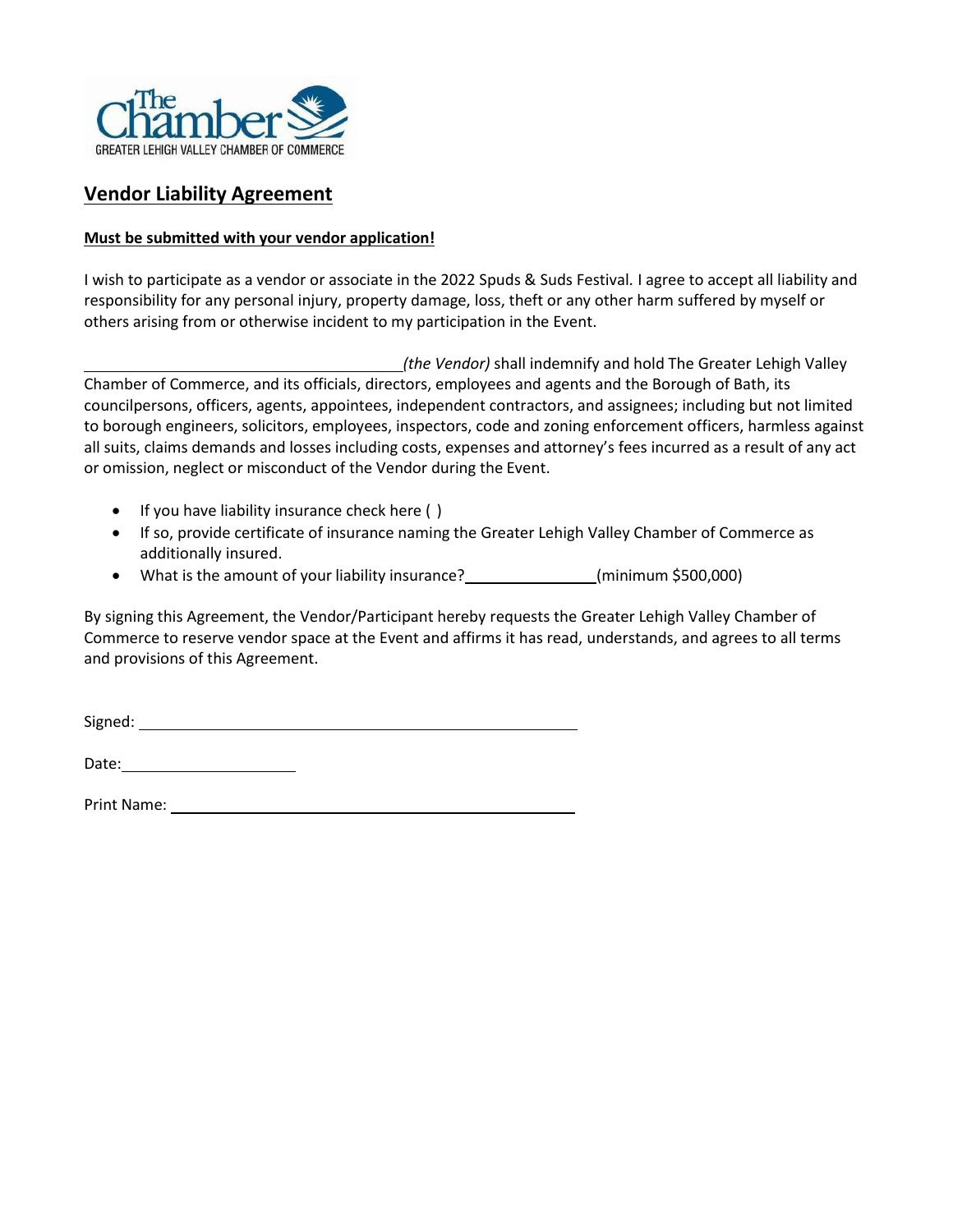The Chamber
GREATER LEHIGH VALLEY CHAMBER OF COMMERCE

## Vendor Liability Agreement

**Must be submitted with your vendor application!**

I wish to participate as a vendor or associate in the 2022 Spuds & Suds Festival. I agree to accept all liability and responsibility for any personal injury, property damage, loss, theft or any other harm suffered by myself or others arising from or otherwise incident to my participation in the Event.

\_\_\_\_\_\_\_\_\_\_\_\_\_\_\_\_\_\_\_\_\_\_\_\_\_\_\_\_\_\_\_\_\_\_\_\_\_\_*(the Vendor)* shall indemnify and hold The Greater Lehigh Valley Chamber of Commerce, and its officials, directors, employees and agents and the Borough of Bath, its councilpersons, officers, agents, appointees, independent contractors, and assignees; including but not limited to borough engineers, solicitors, employees, inspectors, code and zoning enforcement officers, harmless against all suits, claims demands and losses including costs, expenses and attorney's fees incurred as a result of any act or omission, neglect or misconduct of the Vendor during the Event.

- If you have liability insurance check here ( )
- If so, provide certificate of insurance naming the Greater Lehigh Valley Chamber of Commerce as additionally insured.
- What is the amount of your liability insurance?\_\_\_\_\_\_\_\_\_\_\_\_\_\_\_\_(minimum $500,000)

By signing this Agreement, the Vendor/Participant hereby requests the Greater Lehigh Valley Chamber of Commerce to reserve vendor space at the Event and affirms it has read, understands, and agrees to all terms and provisions of this Agreement.

Signed: \_\_\_\_\_\_\_\_\_\_\_\_\_\_\_\_\_\_\_\_\_\_\_\_\_\_\_\_\_\_\_\_\_\_\_\_\_\_\_\_\_\_\_\_\_\_\_\_\_\_\_\_

Date:\_\_\_\_\_\_\_\_\_\_\_\_\_\_\_\_\_\_\_\_\_\_

Print Name: \_\_\_\_\_\_\_\_\_\_\_\_\_\_\_\_\_\_\_\_\_\_\_\_\_\_\_\_\_\_\_\_\_\_\_\_\_\_\_\_\_\_\_\_\_\_\_\_\_\_\_\_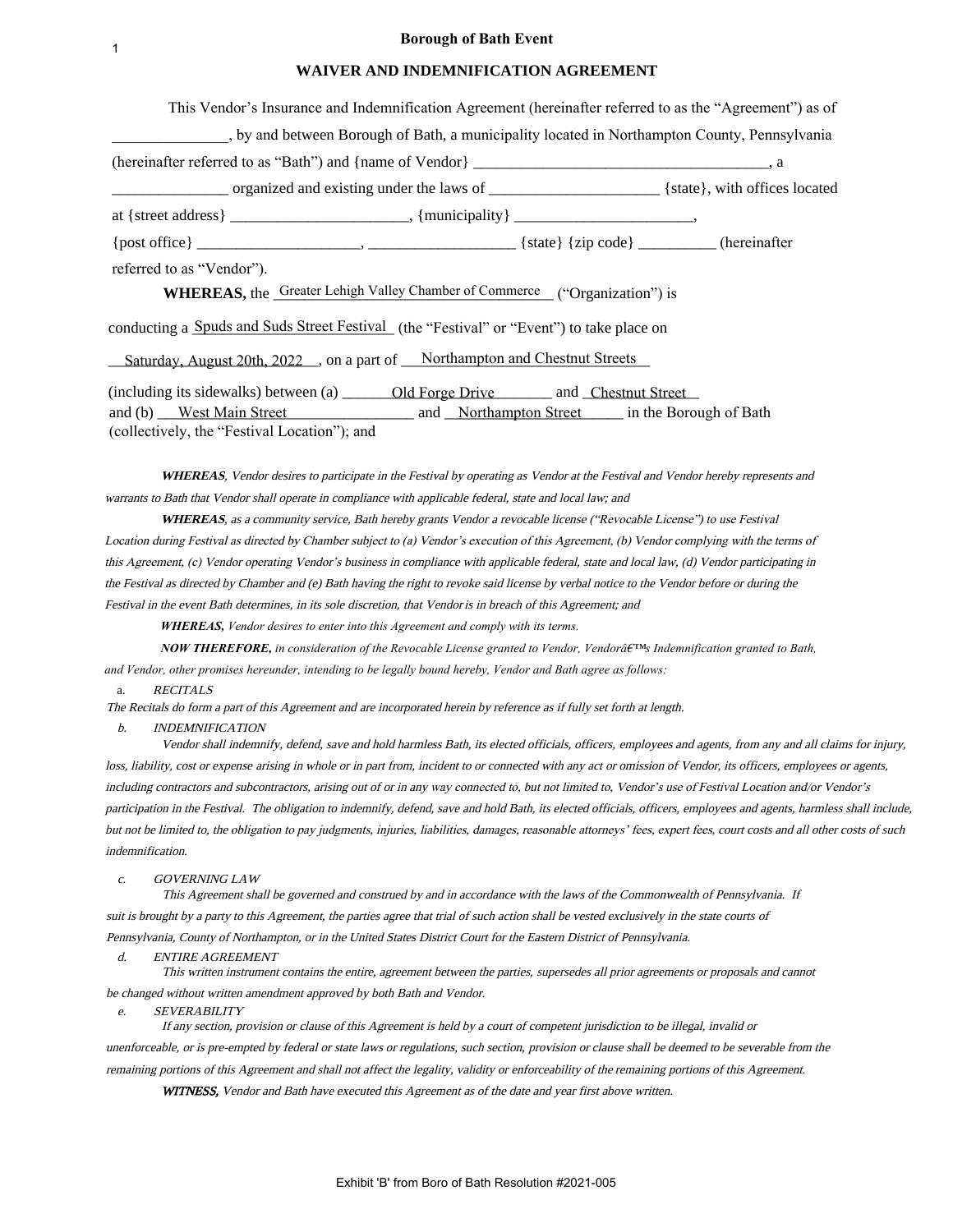**Borough of Bath Event**

**WAIVER AND INDEMNIFICATION AGREEMENT**

This Vendor's Insurance and Indemnification Agreement (hereinafter referred to as the "Agreement") as of _______________, by and between Borough of Bath, a municipality located in Northampton County, Pennsylvania (hereinafter referred to as "Bath") and {name of Vendor} _______________________________________, a _______________ organized and existing under the laws of ______________________ {state}, with offices located at {street address} _______________________, {municipality} _______________________, {post office} _____________________, ___________________ {state} {zip code} __________ (hereinafter referred to as "Vendor").

**WHEREAS,** the Greater Lehigh Valley Chamber of Commerce ("Organization") is conducting a Spuds and Suds Street Festival (the "Festival" or "Event") to take place on Saturday, August 20th, 2022, on a part of Northampton and Chestnut Streets (including its sidewalks) between (a) Old Forge Drive and Chestnut Street and (b) West Main Street and Northampton Street in the Borough of Bath (collectively, the "Festival Location"); and

***WHEREAS****, Vendor desires to participate in the Festival by operating as Vendor at the Festival and Vendor hereby represents and warrants to Bath that Vendor shall operate in compliance with applicable federal, state and local law; and*

***WHEREAS****, as a community service, Bath hereby grants Vendor a revocable license ("Revocable License") to use Festival Location during Festival as directed by Chamber subject to (a) Vendor's execution of this Agreement, (b) Vendor complying with the terms of this Agreement, (c) Vendor operating Vendor's business in compliance with applicable federal, state and local law, (d) Vendor participating in the Festival as directed by Chamber and (e) Bath having the right to revoke said license by verbal notice to the Vendor before or during the Festival in the event Bath determines, in its sole discretion, that Vendor is in breach of this Agreement; and*

***WHEREAS,*** *Vendor desires to enter into this Agreement and comply with its terms.*

***NOW THEREFORE,*** *in consideration of the Revocable License granted to Vendor, Vendorâ€™s Indemnification granted to Bath, and Vendor, other promises hereunder, intending to be legally bound hereby, Vendor and Bath agree as follows:*

a. *RECITALS*

*The Recitals do form a part of this Agreement and are incorporated herein by reference as if fully set forth at length.*

b. *INDEMNIFICATION*

*Vendor shall indemnify, defend, save and hold harmless Bath, its elected officials, officers, employees and agents, from any and all claims for injury, loss, liability, cost or expense arising in whole or in part from, incident to or connected with any act or omission of Vendor, its officers, employees or agents, including contractors and subcontractors, arising out of or in any way connected to, but not limited to, Vendor's use of Festival Location and/or Vendor's participation in the Festival. The obligation to indemnify, defend, save and hold Bath, its elected officials, officers, employees and agents, harmless shall include, but not be limited to, the obligation to pay judgments, injuries, liabilities, damages, reasonable attorneys' fees, expert fees, court costs and all other costs of such indemnification.*

c. *GOVERNING LAW*

*This Agreement shall be governed and construed by and in accordance with the laws of the Commonwealth of Pennsylvania. If suit is brought by a party to this Agreement, the parties agree that trial of such action shall be vested exclusively in the state courts of Pennsylvania, County of Northampton, or in the United States District Court for the Eastern District of Pennsylvania.*

d. *ENTIRE AGREEMENT*

*This written instrument contains the entire, agreement between the parties, supersedes all prior agreements or proposals and cannot be changed without written amendment approved by both Bath and Vendor.*

e. *SEVERABILITY*

*If any section, provision or clause of this Agreement is held by a court of competent jurisdiction to be illegal, invalid or unenforceable, or is pre-empted by federal or state laws or regulations, such section, provision or clause shall be deemed to be severable from the remaining portions of this Agreement and shall not affect the legality, validity or enforceability of the remaining portions of this Agreement.*

***WITNESS,*** *Vendor and Bath have executed this Agreement as of the date and year first above written.*

Exhibit 'B' from Boro of Bath Resolution #2021-005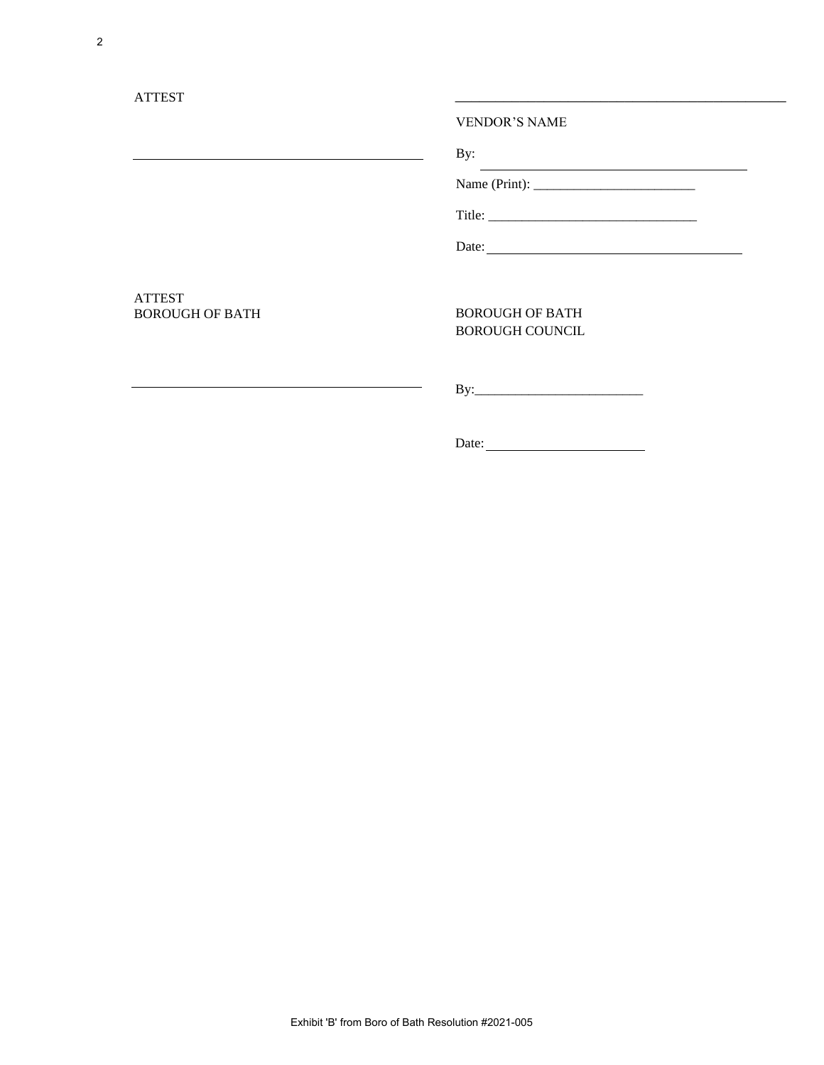| ATTEST | _______________________________________ |
|---|---|
| | VENDOR'S NAME |
| _______________________________________ | By: _______________________________________ |
| | Name (Print): ________________________ |
| | Title: _______________________________ |
| | Date: _______________________________________ |
| ATTEST<br>BOROUGH OF BATH | BOROUGH OF BATH<br>BOROUGH COUNCIL |
| _______________________________________ | By:_________________________ |
| | Date: ________________________ |

Exhibit 'B' from Boro of Bath Resolution #2021-005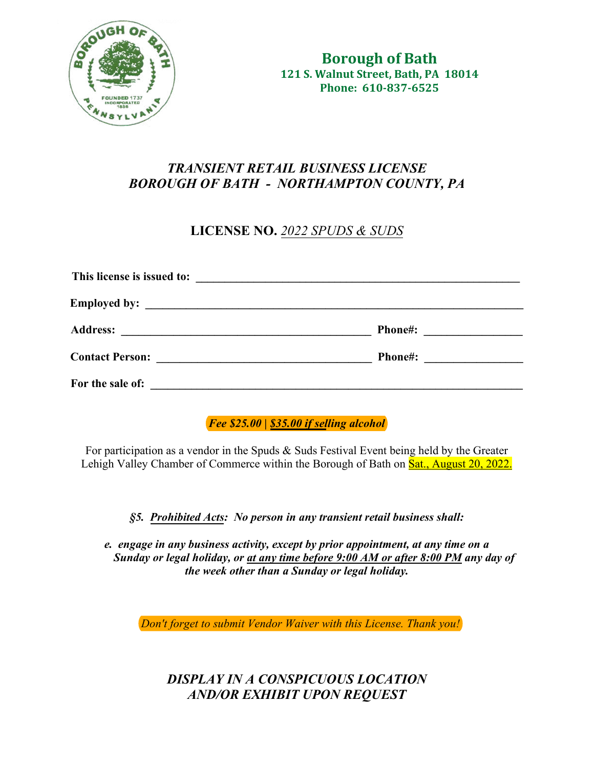# Borough of Bath

**121 S. Walnut Street, Bath, PA 18014**
**Phone: 610-837-6525**

## *TRANSIENT RETAIL BUSINESS LICENSE*
## *BOROUGH OF BATH - NORTHAMPTON COUNTY, PA*

**LICENSE NO.** *2022 SPUDS & SUDS*

**This license is issued to:** ____________________________________________

**Employed by:** ____________________________________________

**Address:** ________________________________ **Phone#:** ______________

**Contact Person:** ____________________________ **Phone#:** ______________

**For the sale of:** ____________________________________________

***Fee $25.00 | $35.00 if selling alcohol***

For participation as a vendor in the Spuds & Suds Festival Event being held by the Greater Lehigh Valley Chamber of Commerce within the Borough of Bath on Sat., August 20, 2022.

***§5. Prohibited Acts: No person in any transient retail business shall:***

***e. engage in any business activity, except by prior appointment, at any time on a Sunday or legal holiday, or at any time before 9:00 AM or after 8:00 PM any day of the week other than a Sunday or legal holiday.***

*Don't forget to submit Vendor Waiver with this License. Thank you!*

***DISPLAY IN A CONSPICUOUS LOCATION AND/OR EXHIBIT UPON REQUEST***